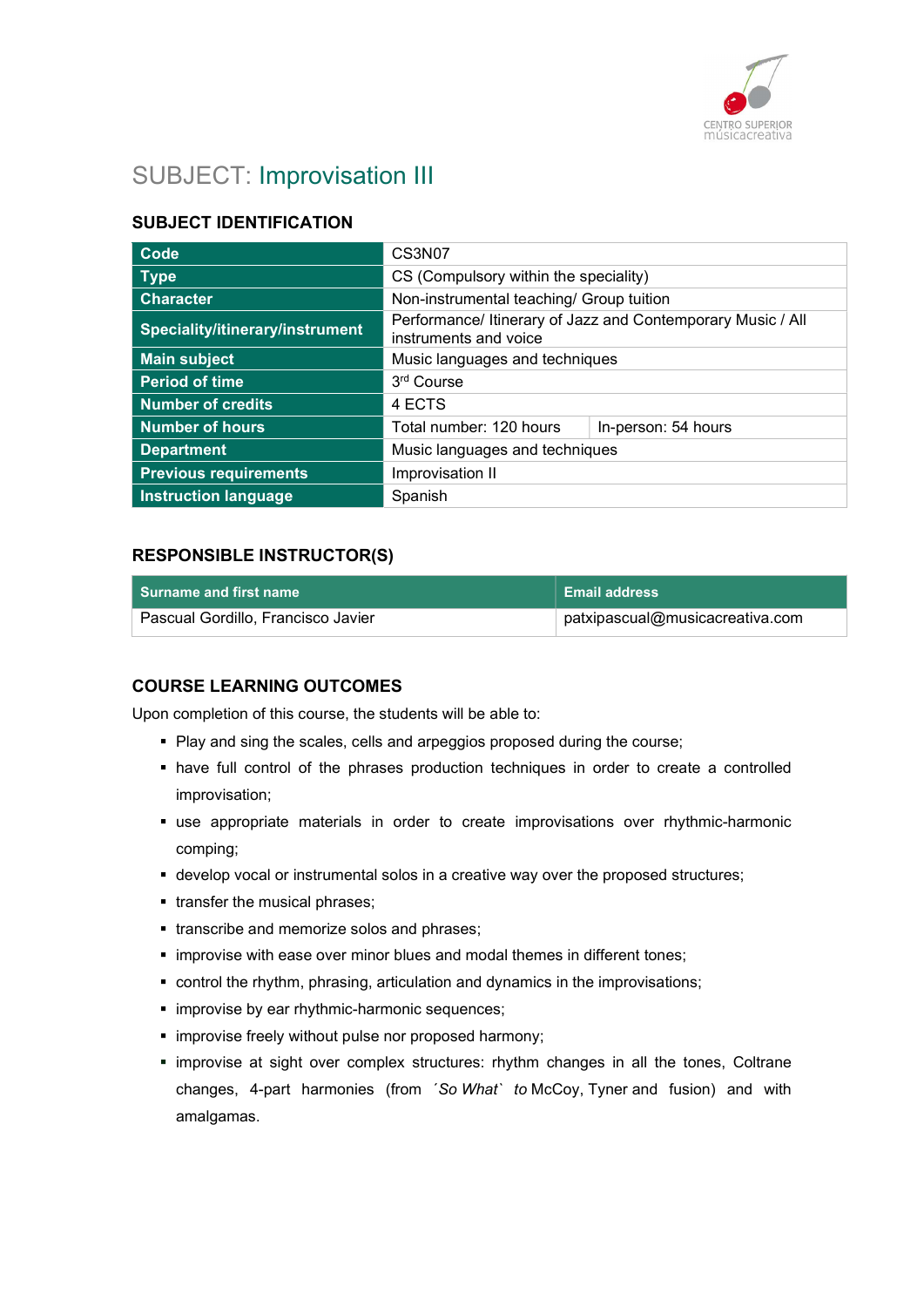# SUBJECT: Improvisation III

## SUBJECT IDENTIFICATION

| | | |
|---|---|---|
| **Code** | CS3N07 | |
| **Type** | CS (Compulsory within the speciality) | |
| **Character** | Non-instrumental teaching/ Group tuition | |
| **Speciality/itinerary/instrument** | Performance/ Itinerary of Jazz and Contemporary Music / All instruments and voice | |
| **Main subject** | Music languages and techniques | |
| **Period of time** | 3rd Course | |
| **Number of credits** | 4 ECTS | |
| **Number of hours** | Total number: 120 hours | In-person: 54 hours |
| **Department** | Music languages and techniques | |
| **Previous requirements** | Improvisation II | |
| **Instruction language** | Spanish | |

## RESPONSIBLE INSTRUCTOR(S)

| Surname and first name | Email address |
|---|---|
| Pascual Gordillo, Francisco Javier | patxipascual@musicacreativa.com |

## COURSE LEARNING OUTCOMES

Upon completion of this course, the students will be able to:

- Play and sing the scales, cells and arpeggios proposed during the course;
- have full control of the phrases production techniques in order to create a controlled improvisation;
- use appropriate materials in order to create improvisations over rhythmic-harmonic comping;
- develop vocal or instrumental solos in a creative way over the proposed structures;
- transfer the musical phrases;
- transcribe and memorize solos and phrases;
- improvise with ease over minor blues and modal themes in different tones;
- control the rhythm, phrasing, articulation and dynamics in the improvisations;
- improvise by ear rhythmic-harmonic sequences;
- improvise freely without pulse nor proposed harmony;
- improvise at sight over complex structures: rhythm changes in all the tones, Coltrane changes, 4-part harmonies (from *´So What`* *to* McCoy, Tyner and fusion) and with amalgamas.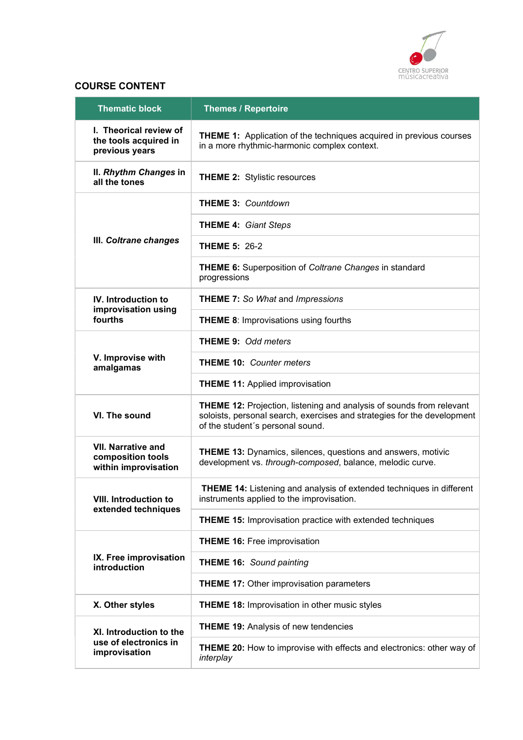## COURSE CONTENT

| Thematic block | Themes / Repertoire |
|---|---|
| **I. Theorical review of the tools acquired in previous years** | **THEME 1:** Application of the techniques acquired in previous courses in a more rhythmic-harmonic complex context. |
| **II. *Rhythm Changes* in all the tones** | **THEME 2:** Stylistic resources |
| **III. *Coltrane changes*** | **THEME 3:** *Countdown* |
| | **THEME 4:** *Giant Steps* |
| | **THEME 5:** 26-2 |
| | **THEME 6:** Superposition of *Coltrane Changes* in standard progressions |
| **IV. Introduction to improvisation using fourths** | **THEME 7:** *So What* and *Impressions* |
| | **THEME 8**: Improvisations using fourths |
| **V. Improvise with amalgamas** | **THEME 9:** *Odd meters* |
| | **THEME 10:** *Counter meters* |
| | **THEME 11:** Applied improvisation |
| **VI. The sound** | **THEME 12:** Projection, listening and analysis of sounds from relevant soloists, personal search, exercises and strategies for the development of the student´s personal sound. |
| **VII. Narrative and composition tools within improvisation** | **THEME 13:** Dynamics, silences, questions and answers, motivic development vs. *through-composed*, balance, melodic curve. |
| **VIII. Introduction to extended techniques** | **THEME 14:** Listening and analysis of extended techniques in different instruments applied to the improvisation. |
| | **THEME 15:** Improvisation practice with extended techniques |
| **IX. Free improvisation introduction** | **THEME 16:** Free improvisation |
| | **THEME 16:** *Sound painting* |
| | **THEME 17:** Other improvisation parameters |
| **X. Other styles** | **THEME 18:** Improvisation in other music styles |
| **XI. Introduction to the use of electronics in improvisation** | **THEME 19:** Analysis of new tendencies |
| | **THEME 20:** How to improvise with effects and electronics: other way of *interplay* |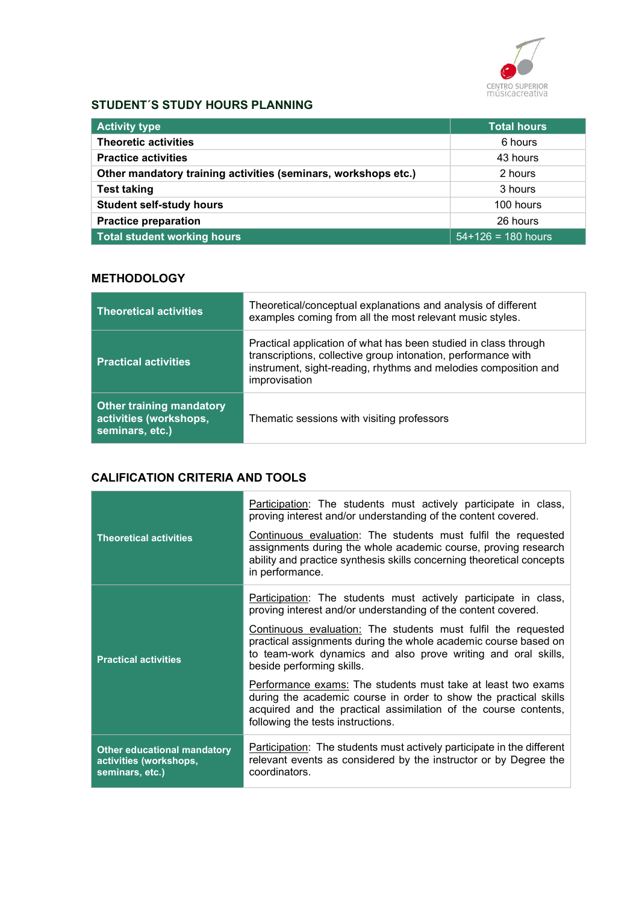## STUDENT´S STUDY HOURS PLANNING

| Activity type | Total hours |
|---|---|
| **Theoretic activities** | 6 hours |
| **Practice activities** | 43 hours |
| **Other mandatory training activities (seminars, workshops etc.)** | 2 hours |
| **Test taking** | 3 hours |
| **Student self-study hours** | 100 hours |
| **Practice preparation** | 26 hours |
| **Total student working hours** | 54+126 = 180 hours |

## METHODOLOGY

| | |
|---|---|
| **Theoretical activities** | Theoretical/conceptual explanations and analysis of different examples coming from all the most relevant music styles. |
| **Practical activities** | Practical application of what has been studied in class through transcriptions, collective group intonation, performance with instrument, sight-reading, rhythms and melodies composition and improvisation |
| **Other training mandatory activities (workshops, seminars, etc.)** | Thematic sessions with visiting professors |

## CALIFICATION CRITERIA AND TOOLS

| | |
|---|---|
| **Theoretical activities** | Participation: The students must actively participate in class, proving interest and/or understanding of the content covered.<br><br>Continuous evaluation: The students must fulfil the requested assignments during the whole academic course, proving research ability and practice synthesis skills concerning theoretical concepts in performance. |
| **Practical activities** | Participation: The students must actively participate in class, proving interest and/or understanding of the content covered.<br><br>Continuous evaluation: The students must fulfil the requested practical assignments during the whole academic course based on to team-work dynamics and also prove writing and oral skills, beside performing skills.<br><br>Performance exams: The students must take at least two exams during the academic course in order to show the practical skills acquired and the practical assimilation of the course contents, following the tests instructions. |
| **Other educational mandatory activities (workshops, seminars, etc.)** | Participation: The students must actively participate in the different relevant events as considered by the instructor or by Degree the coordinators. |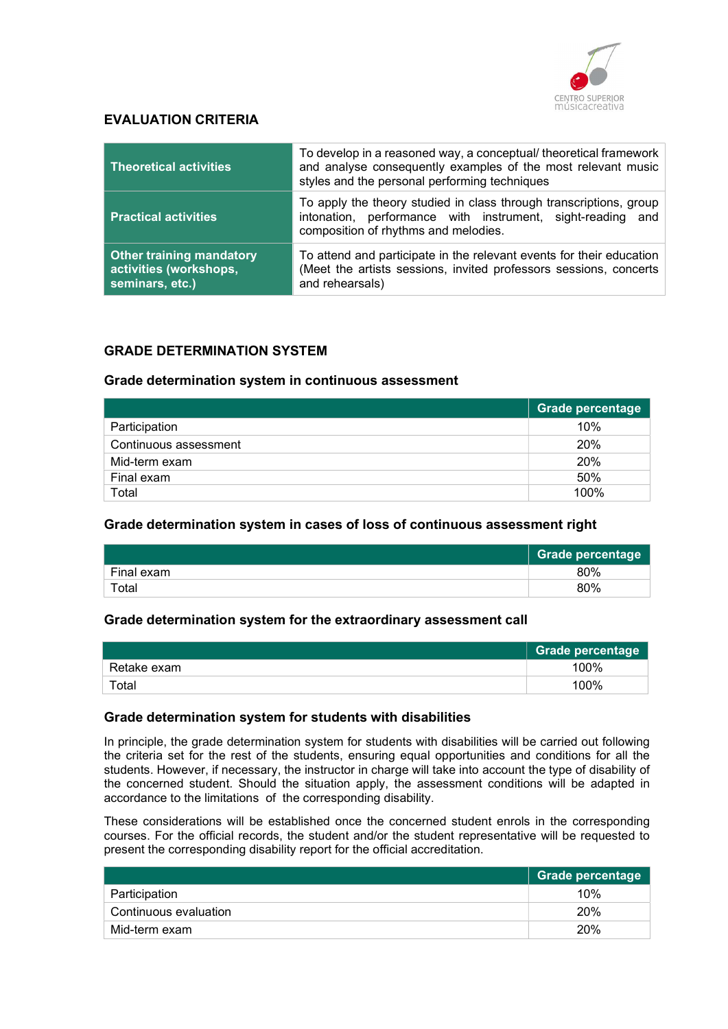## EVALUATION CRITERIA

| | |
|---|---|
| **Theoretical activities** | To develop in a reasoned way, a conceptual/ theoretical framework and analyse consequently examples of the most relevant music styles and the personal performing techniques |
| **Practical activities** | To apply the theory studied in class through transcriptions, group intonation, performance with instrument, sight-reading and composition of rhythms and melodies. |
| **Other training mandatory activities (workshops, seminars, etc.)** | To attend and participate in the relevant events for their education (Meet the artists sessions, invited professors sessions, concerts and rehearsals) |

## GRADE DETERMINATION SYSTEM

### Grade determination system in continuous assessment

| | Grade percentage |
|---|---|
| Participation | 10% |
| Continuous assessment | 20% |
| Mid-term exam | 20% |
| Final exam | 50% |
| Total | 100% |

### Grade determination system in cases of loss of continuous assessment right

| | Grade percentage |
|---|---|
| Final exam | 80% |
| Total | 80% |

### Grade determination system for the extraordinary assessment call

| | Grade percentage |
|---|---|
| Retake exam | 100% |
| Total | 100% |

### Grade determination system for students with disabilities

In principle, the grade determination system for students with disabilities will be carried out following the criteria set for the rest of the students, ensuring equal opportunities and conditions for all the students. However, if necessary, the instructor in charge will take into account the type of disability of the concerned student. Should the situation apply, the assessment conditions will be adapted in accordance to the limitations of the corresponding disability.

These considerations will be established once the concerned student enrols in the corresponding courses. For the official records, the student and/or the student representative will be requested to present the corresponding disability report for the official accreditation.

| | Grade percentage |
|---|---|
| Participation | 10% |
| Continuous evaluation | 20% |
| Mid-term exam | 20% |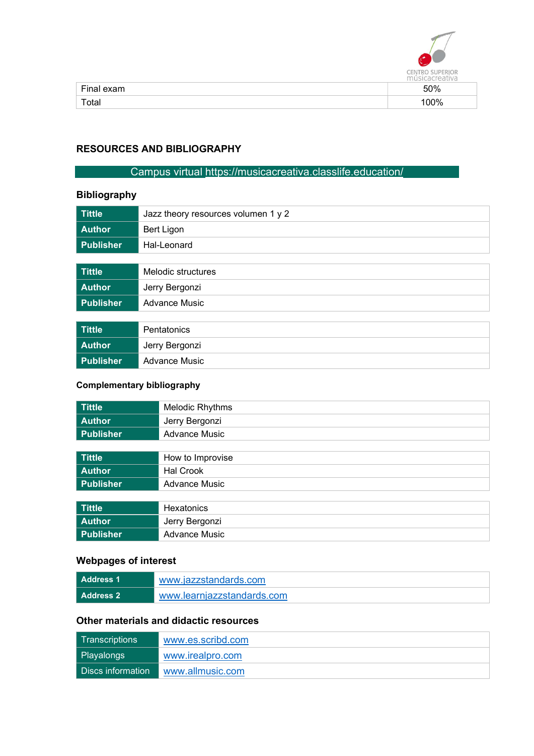| Final exam | 50% |
|---|---|
| Total | 100% |

## RESOURCES AND BIBLIOGRAPHY

Campus virtual https://musicacreativa.classlife.education/

### Bibliography

| Tittle | Jazz theory resources volumen 1 y 2 |
|---|---|
| Author | Bert Ligon |
| Publisher | Hal-Leonard |

| Tittle | Melodic structures |
|---|---|
| Author | Jerry Bergonzi |
| Publisher | Advance Music |

| Tittle | Pentatonics |
|---|---|
| Author | Jerry Bergonzi |
| Publisher | Advance Music |

### Complementary bibliography

| Tittle | Melodic Rhythms |
|---|---|
| Author | Jerry Bergonzi |
| Publisher | Advance Music |

| Tittle | How to Improvise |
|---|---|
| Author | Hal Crook |
| Publisher | Advance Music |

| Tittle | Hexatonics |
|---|---|
| Author | Jerry Bergonzi |
| Publisher | Advance Music |

### Webpages of interest

| Address 1 | www.jazzstandards.com |
|---|---|
| Address 2 | www.learnjazzstandards.com |

### Other materials and didactic resources

| Transcriptions | www.es.scribd.com |
|---|---|
| Playalongs | www.irealpro.com |
| Discs information | www.allmusic.com |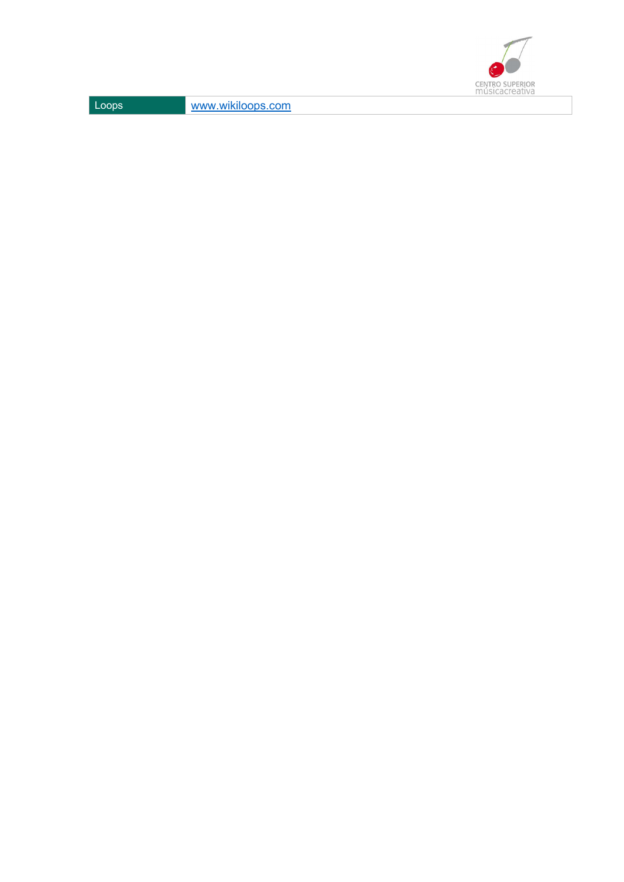| | |
|---|---|
| Loops | www.wikiloops.com |